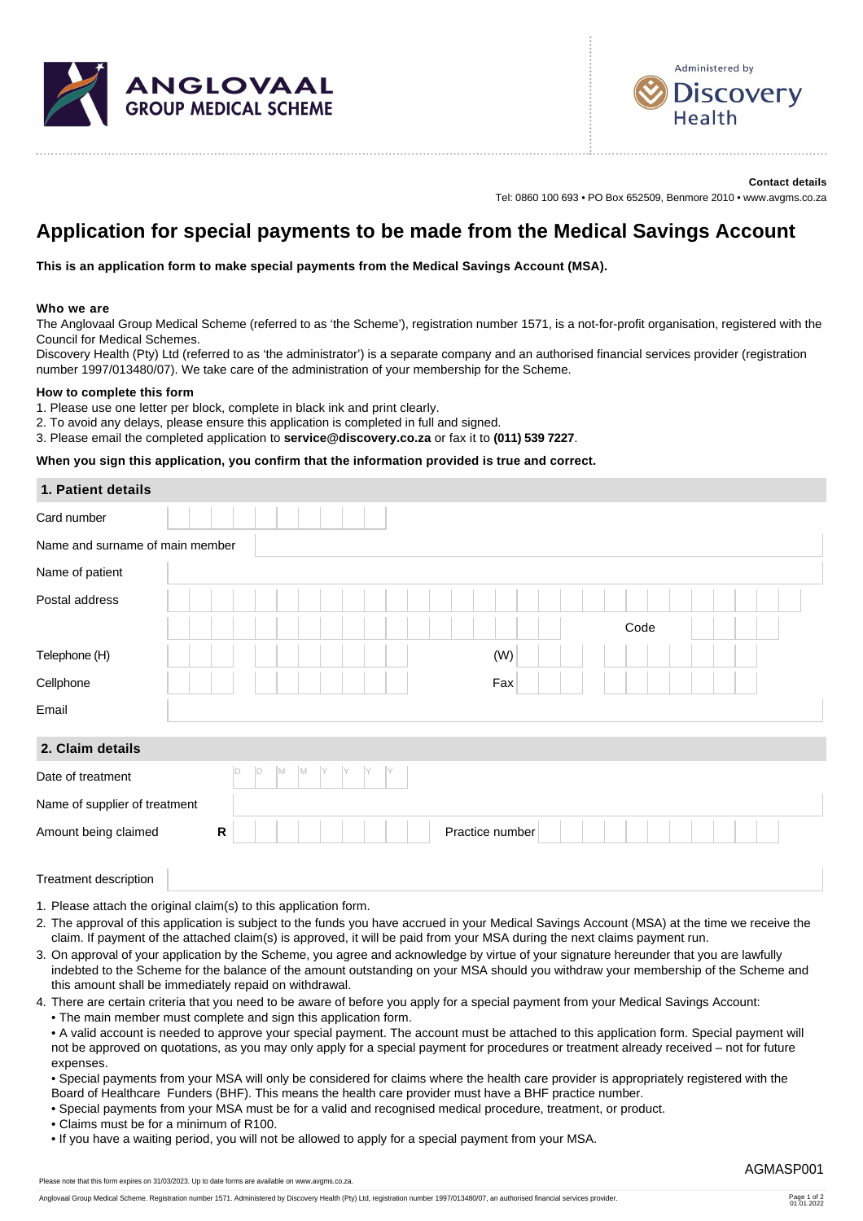ANGLOVAAL GROUP MEDICAL SCHEME

Administered by Discovery Health

**Contact details**

Tel: 0860 100 693 • PO Box 652509, Benmore 2010 • www.avgms.co.za

# Application for special payments to be made from the Medical Savings Account

**This is an application form to make special payments from the Medical Savings Account (MSA).**

**Who we are**

The Anglovaal Group Medical Scheme (referred to as 'the Scheme'), registration number 1571, is a not-for-profit organisation, registered with the Council for Medical Schemes.

Discovery Health (Pty) Ltd (referred to as 'the administrator') is a separate company and an authorised financial services provider (registration number 1997/013480/07). We take care of the administration of your membership for the Scheme.

**How to complete this form**

1. Please use one letter per block, complete in black ink and print clearly.
2. To avoid any delays, please ensure this application is completed in full and signed.
3. Please email the completed application to **service@discovery.co.za** or fax it to **(011) 539 7227**.

**When you sign this application, you confirm that the information provided is true and correct.**

## 1. Patient details

| | | | |
|---|---|---|---|
| Card number | | | |
| Name and surname of main member | | | |
| Name of patient | | | |
| Postal address | | | |
| | | Code | |
| Telephone (H) | | (W) | |
| Cellphone | | Fax | |
| Email | | | |

## 2. Claim details

| | | | |
|---|---|---|---|
| Date of treatment | D D M M Y Y Y Y | | |
| Name of supplier of treatment | | | |
| Amount being claimed | R | Practice number | |
| Treatment description | | | |

1. Please attach the original claim(s) to this application form.
2. The approval of this application is subject to the funds you have accrued in your Medical Savings Account (MSA) at the time we receive the claim. If payment of the attached claim(s) is approved, it will be paid from your MSA during the next claims payment run.
3. On approval of your application by the Scheme, you agree and acknowledge by virtue of your signature hereunder that you are lawfully indebted to the Scheme for the balance of the amount outstanding on your MSA should you withdraw your membership of the Scheme and this amount shall be immediately repaid on withdrawal.
4. There are certain criteria that you need to be aware of before you apply for a special payment from your Medical Savings Account:
   - The main member must complete and sign this application form.
   - A valid account is needed to approve your special payment. The account must be attached to this application form. Special payment will not be approved on quotations, as you may only apply for a special payment for procedures or treatment already received – not for future expenses.
   - Special payments from your MSA will only be considered for claims where the health care provider is appropriately registered with the Board of Healthcare Funders (BHF). This means the health care provider must have a BHF practice number.
   - Special payments from your MSA must be for a valid and recognised medical procedure, treatment, or product.
   - Claims must be for a minimum of R100.
   - If you have a waiting period, you will not be allowed to apply for a special payment from your MSA.

AGMASP001

Please note that this form expires on 31/03/2023. Up to date forms are available on www.avgms.co.za.

Anglovaal Group Medical Scheme. Registration number 1571. Administered by Discovery Health (Pty) Ltd, registration number 1997/013480/07, an authorised financial services provider.

01.01.2022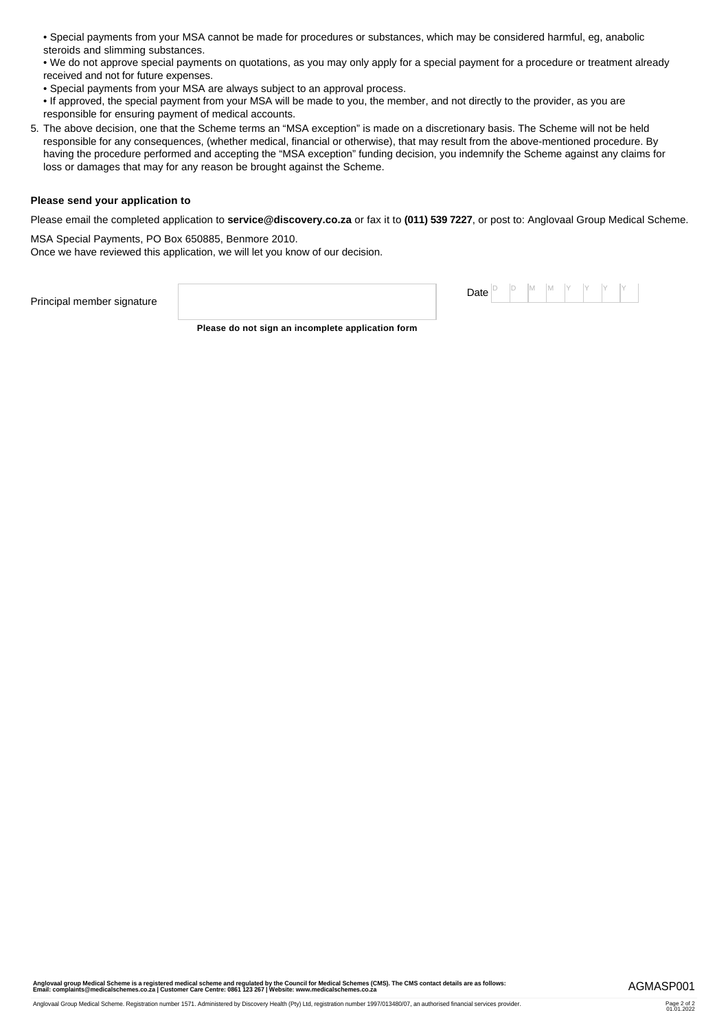- Special payments from your MSA cannot be made for procedures or substances, which may be considered harmful, eg, anabolic steroids and slimming substances.
- We do not approve special payments on quotations, as you may only apply for a special payment for a procedure or treatment already received and not for future expenses.
- Special payments from your MSA are always subject to an approval process.
- If approved, the special payment from your MSA will be made to you, the member, and not directly to the provider, as you are responsible for ensuring payment of medical accounts.

5. The above decision, one that the Scheme terms an "MSA exception" is made on a discretionary basis. The Scheme will not be held responsible for any consequences, (whether medical, financial or otherwise), that may result from the above-mentioned procedure. By having the procedure performed and accepting the "MSA exception" funding decision, you indemnify the Scheme against any claims for loss or damages that may for any reason be brought against the Scheme.

**Please send your application to**

Please email the completed application to **service@discovery.co.za** or fax it to **(011) 539 7227**, or post to: Anglovaal Group Medical Scheme.

MSA Special Payments, PO Box 650885, Benmore 2010.
Once we have reviewed this application, we will let you know of our decision.

Principal member signature ______________________ Date D D M M Y Y Y Y

**Please do not sign an incomplete application form**

**Anglovaal group Medical Scheme is a registered medical scheme and regulated by the Council for Medical Schemes (CMS). The CMS contact details are as follows:**
**Email: complaints@medicalschemes.co.za | Customer Care Centre: 0861 123 267 | Website: www.medicalschemes.co.za**

AGMASP001

Anglovaal Group Medical Scheme. Registration number 1571. Administered by Discovery Health (Pty) Ltd, registration number 1997/013480/07, an authorised financial services provider.

01.01.2022